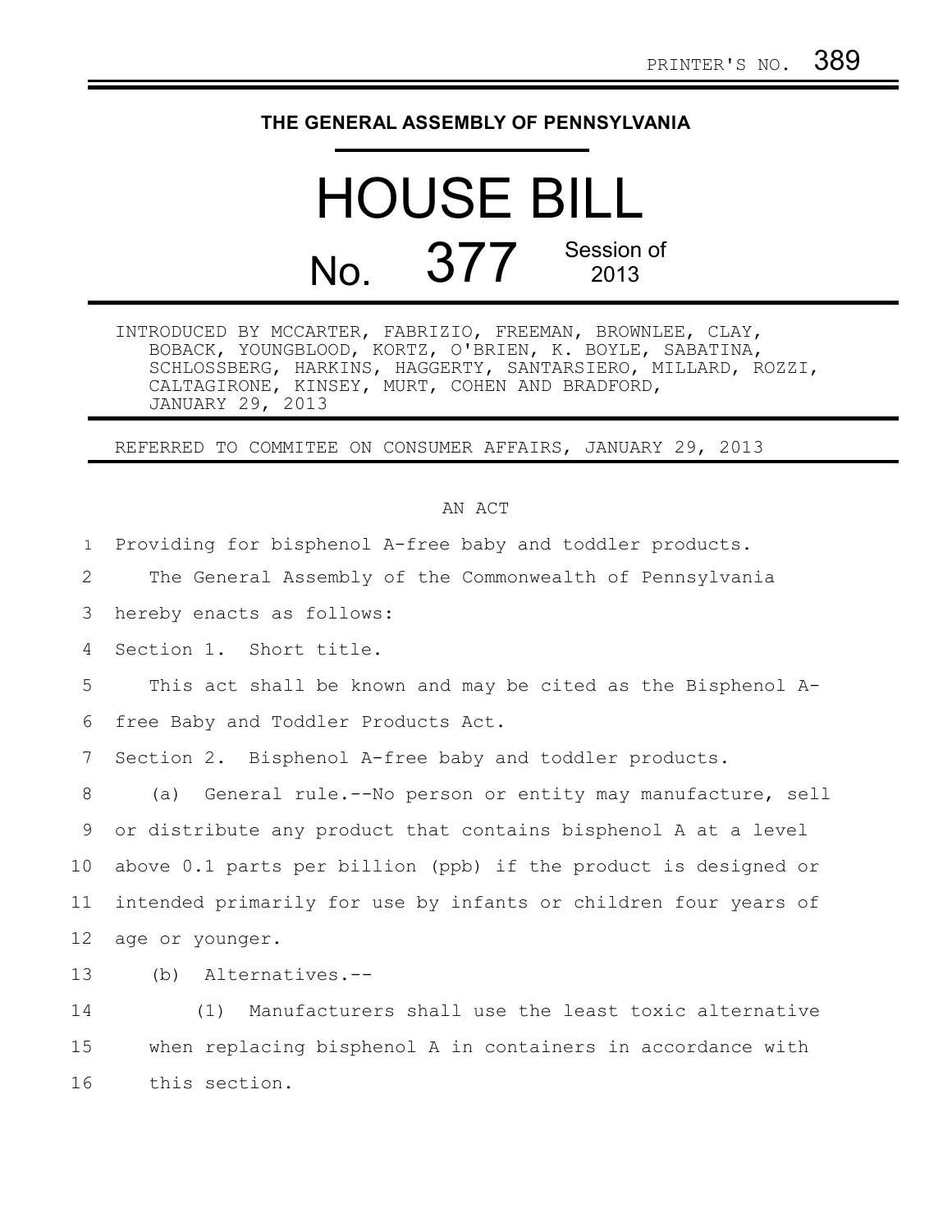PRINTER'S NO. 389

# THE GENERAL ASSEMBLY OF PENNSYLVANIA

# HOUSE BILL

## No. 377 Session of 2013

INTRODUCED BY MCCARTER, FABRIZIO, FREEMAN, BROWNLEE, CLAY, BOBACK, YOUNGBLOOD, KORTZ, O'BRIEN, K. BOYLE, SABATINA, SCHLOSSBERG, HARKINS, HAGGERTY, SANTARSIERO, MILLARD, ROZZI, CALTAGIRONE, KINSEY, MURT, COHEN AND BRADFORD, JANUARY 29, 2013

REFERRED TO COMMITEE ON CONSUMER AFFAIRS, JANUARY 29, 2013

AN ACT

Providing for bisphenol A-free baby and toddler products.

The General Assembly of the Commonwealth of Pennsylvania hereby enacts as follows:

Section 1. Short title.

This act shall be known and may be cited as the Bisphenol A-free Baby and Toddler Products Act.

Section 2. Bisphenol A-free baby and toddler products.

(a) General rule.--No person or entity may manufacture, sell or distribute any product that contains bisphenol A at a level above 0.1 parts per billion (ppb) if the product is designed or intended primarily for use by infants or children four years of age or younger.

(b) Alternatives.--

(1) Manufacturers shall use the least toxic alternative when replacing bisphenol A in containers in accordance with this section.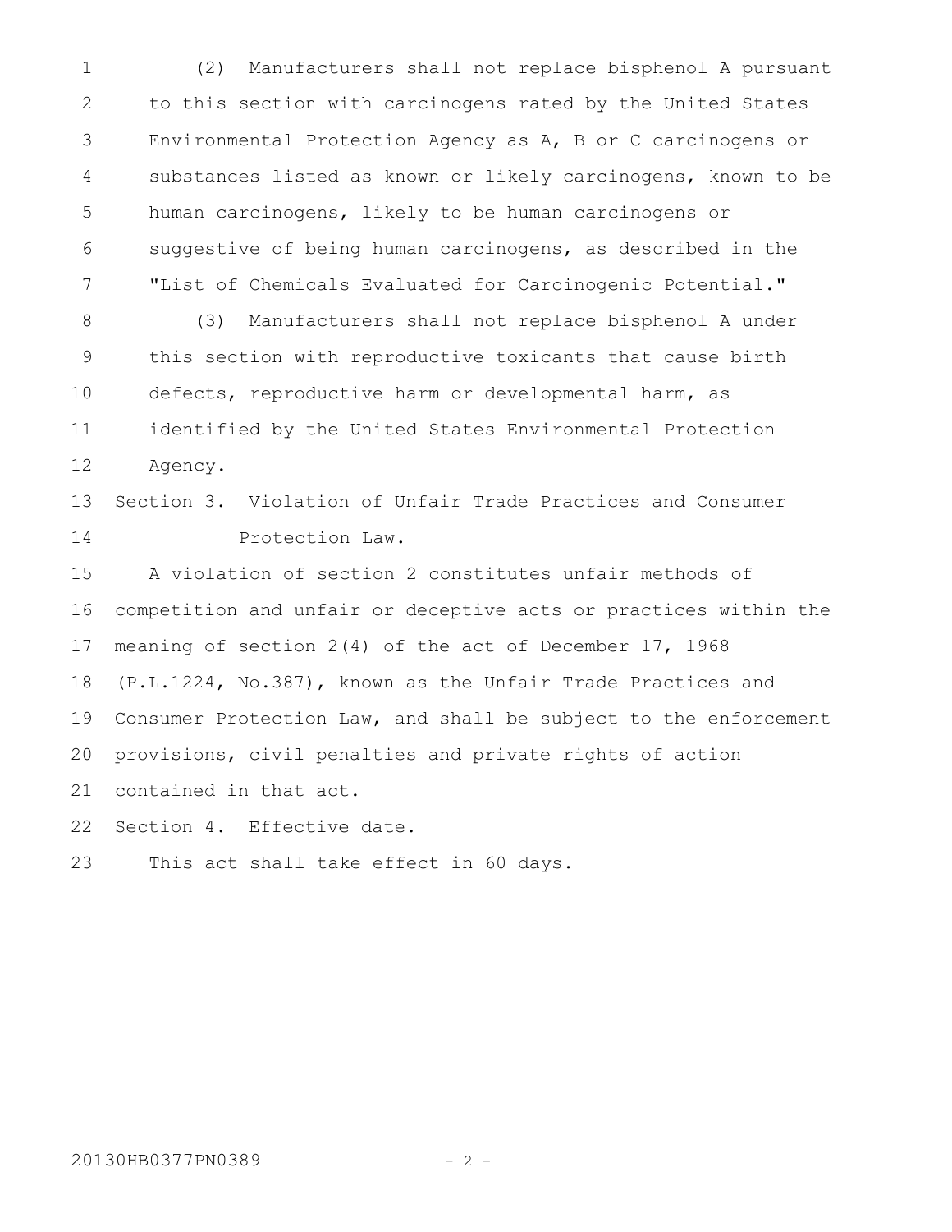(2) Manufacturers shall not replace bisphenol A pursuant to this section with carcinogens rated by the United States Environmental Protection Agency as A, B or C carcinogens or substances listed as known or likely carcinogens, known to be human carcinogens, likely to be human carcinogens or suggestive of being human carcinogens, as described in the "List of Chemicals Evaluated for Carcinogenic Potential."

(3) Manufacturers shall not replace bisphenol A under this section with reproductive toxicants that cause birth defects, reproductive harm or developmental harm, as identified by the United States Environmental Protection Agency.

Section 3. Violation of Unfair Trade Practices and Consumer Protection Law.

A violation of section 2 constitutes unfair methods of competition and unfair or deceptive acts or practices within the meaning of section 2(4) of the act of December 17, 1968 (P.L.1224, No.387), known as the Unfair Trade Practices and Consumer Protection Law, and shall be subject to the enforcement provisions, civil penalties and private rights of action contained in that act.

Section 4. Effective date.

This act shall take effect in 60 days.